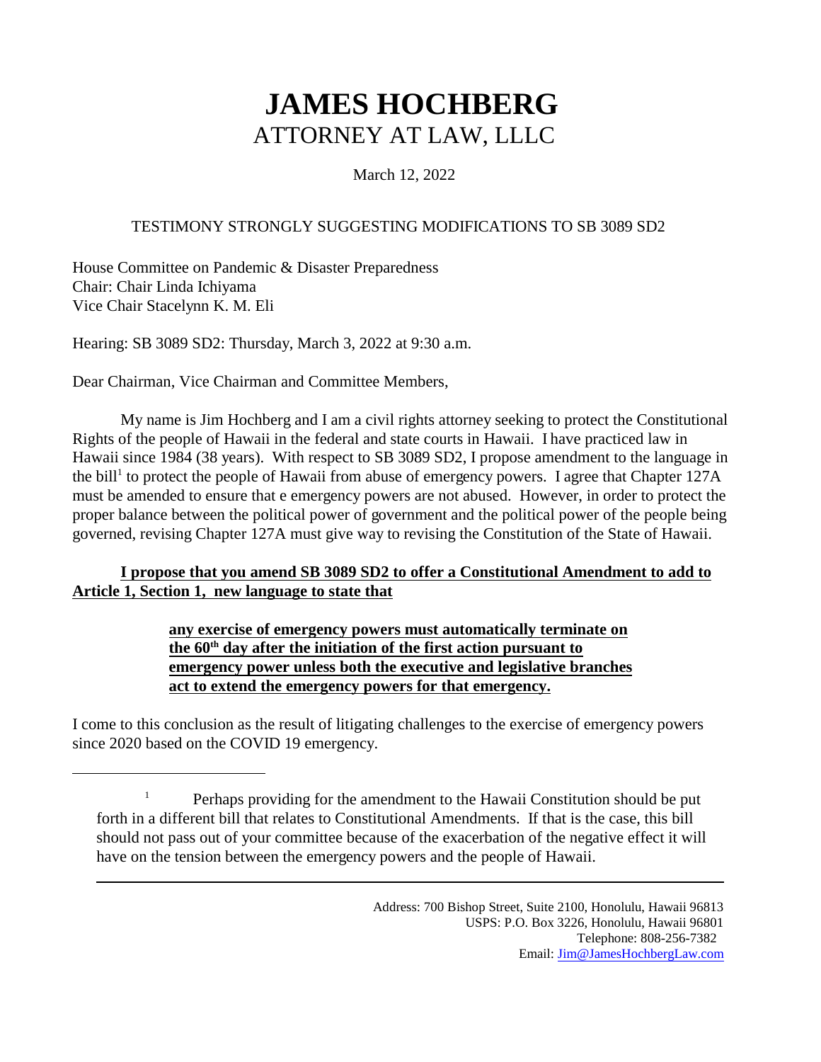# JAMES HOCHBERG

ATTORNEY AT LAW, LLLC

March 12, 2022

TESTIMONY STRONGLY SUGGESTING MODIFICATIONS TO SB 3089 SD2

House Committee on Pandemic & Disaster Preparedness
Chair: Chair Linda Ichiyama
Vice Chair Stacelynn K. M. Eli

Hearing: SB 3089 SD2: Thursday, March 3, 2022 at 9:30 a.m.

Dear Chairman, Vice Chairman and Committee Members,

My name is Jim Hochberg and I am a civil rights attorney seeking to protect the Constitutional Rights of the people of Hawaii in the federal and state courts in Hawaii. I have practiced law in Hawaii since 1984 (38 years). With respect to SB 3089 SD2, I propose amendment to the language in the bill[1] to protect the people of Hawaii from abuse of emergency powers. I agree that Chapter 127A must be amended to ensure that e emergency powers are not abused. However, in order to protect the proper balance between the political power of government and the political power of the people being governed, revising Chapter 127A must give way to revising the Constitution of the State of Hawaii.

**I propose that you amend SB 3089 SD2 to offer a Constitutional Amendment to add to Article 1, Section 1, new language to state that**

> **any exercise of emergency powers must automatically terminate on the 60th day after the initiation of the first action pursuant to emergency power unless both the executive and legislative branches act to extend the emergency powers for that emergency.**

I come to this conclusion as the result of litigating challenges to the exercise of emergency powers since 2020 based on the COVID 19 emergency.

---

[1] Perhaps providing for the amendment to the Hawaii Constitution should be put forth in a different bill that relates to Constitutional Amendments. If that is the case, this bill should not pass out of your committee because of the exacerbation of the negative effect it will have on the tension between the emergency powers and the people of Hawaii.

---

Address: 700 Bishop Street, Suite 2100, Honolulu, Hawaii 96813
USPS: P.O. Box 3226, Honolulu, Hawaii 96801
Telephone: 808-256-7382
Email: Jim@JamesHochbergLaw.com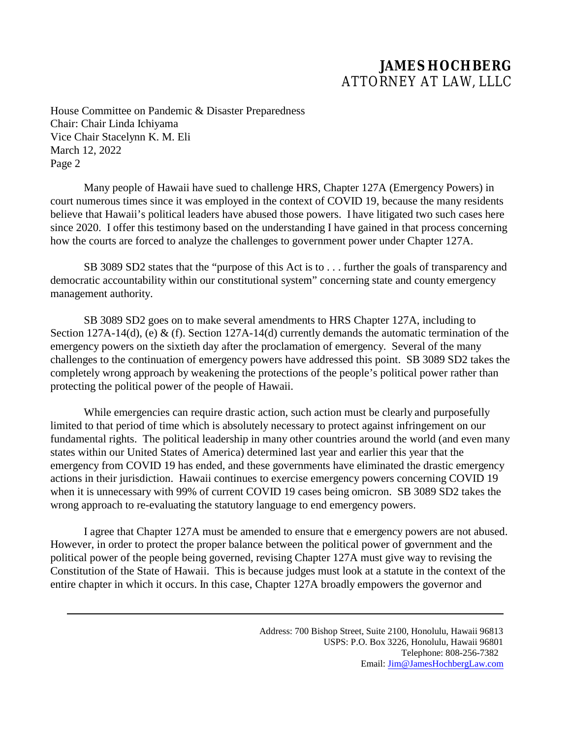Many people of Hawaii have sued to challenge HRS, Chapter 127A (Emergency Powers) in court numerous times since it was employed in the context of COVID 19, because the many residents believe that Hawaii's political leaders have abused those powers. I have litigated two such cases here since 2020. I offer this testimony based on the understanding I have gained in that process concerning how the courts are forced to analyze the challenges to government power under Chapter 127A.

SB 3089 SD2 states that the "purpose of this Act is to . . . further the goals of transparency and democratic accountability within our constitutional system" concerning state and county emergency management authority.

SB 3089 SD2 goes on to make several amendments to HRS Chapter 127A, including to Section 127A-14(d), (e) & (f). Section 127A-14(d) currently demands the automatic termination of the emergency powers on the sixtieth day after the proclamation of emergency. Several of the many challenges to the continuation of emergency powers have addressed this point. SB 3089 SD2 takes the completely wrong approach by weakening the protections of the people's political power rather than protecting the political power of the people of Hawaii.

While emergencies can require drastic action, such action must be clearly and purposefully limited to that period of time which is absolutely necessary to protect against infringement on our fundamental rights. The political leadership in many other countries around the world (and even many states within our United States of America) determined last year and earlier this year that the emergency from COVID 19 has ended, and these governments have eliminated the drastic emergency actions in their jurisdiction. Hawaii continues to exercise emergency powers concerning COVID 19 when it is unnecessary with 99% of current COVID 19 cases being omicron. SB 3089 SD2 takes the wrong approach to re-evaluating the statutory language to end emergency powers.

I agree that Chapter 127A must be amended to ensure that e emergency powers are not abused. However, in order to protect the proper balance between the political power of government and the political power of the people being governed, revising Chapter 127A must give way to revising the Constitution of the State of Hawaii. This is because judges must look at a statute in the context of the entire chapter in which it occurs. In this case, Chapter 127A broadly empowers the governor and